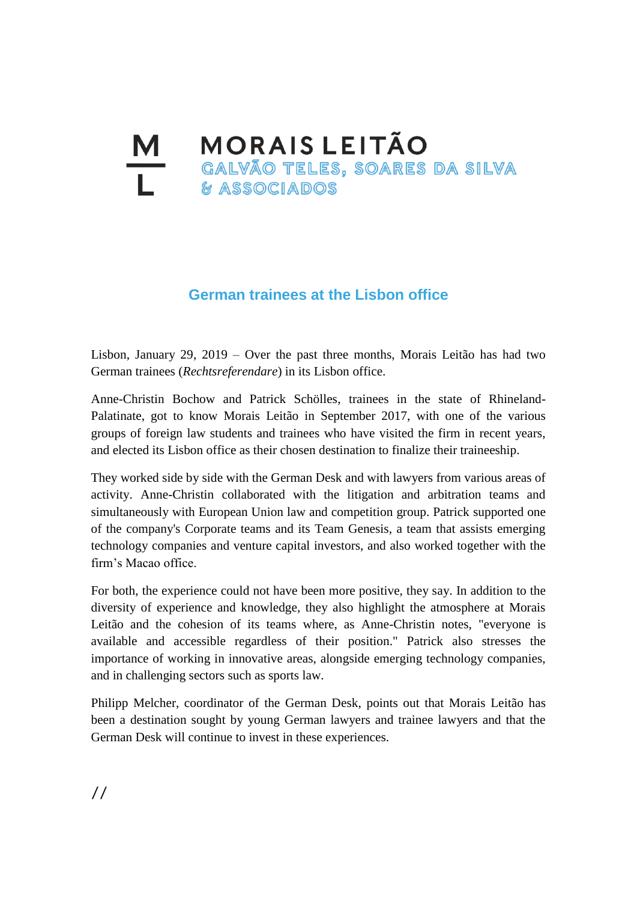MORAIS LEITÃO
GALVÃO TELES, SOARES DA SILVA
& ASSOCIADOS

# German trainees at the Lisbon office

Lisbon, January 29, 2019 – Over the past three months, Morais Leitão has had two German trainees (*Rechtsreferendare*) in its Lisbon office.

Anne-Christin Bochow and Patrick Schölles, trainees in the state of Rhineland-Palatinate, got to know Morais Leitão in September 2017, with one of the various groups of foreign law students and trainees who have visited the firm in recent years, and elected its Lisbon office as their chosen destination to finalize their traineeship.

They worked side by side with the German Desk and with lawyers from various areas of activity. Anne-Christin collaborated with the litigation and arbitration teams and simultaneously with European Union law and competition group. Patrick supported one of the company's Corporate teams and its Team Genesis, a team that assists emerging technology companies and venture capital investors, and also worked together with the firm's Macao office.

For both, the experience could not have been more positive, they say. In addition to the diversity of experience and knowledge, they also highlight the atmosphere at Morais Leitão and the cohesion of its teams where, as Anne-Christin notes, "everyone is available and accessible regardless of their position." Patrick also stresses the importance of working in innovative areas, alongside emerging technology companies, and in challenging sectors such as sports law.

Philipp Melcher, coordinator of the German Desk, points out that Morais Leitão has been a destination sought by young German lawyers and trainee lawyers and that the German Desk will continue to invest in these experiences.

//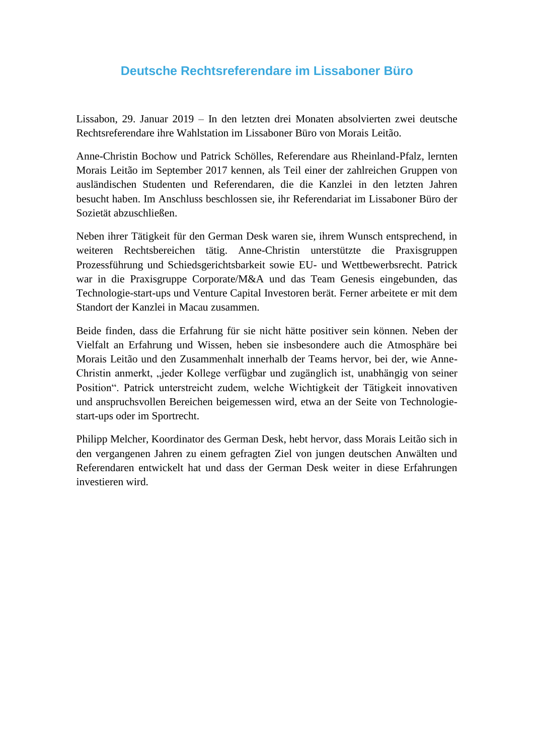# Deutsche Rechtsreferendare im Lissaboner Büro

Lissabon, 29. Januar 2019 – In den letzten drei Monaten absolvierten zwei deutsche Rechtsreferendare ihre Wahlstation im Lissaboner Büro von Morais Leitão.

Anne-Christin Bochow und Patrick Schölles, Referendare aus Rheinland-Pfalz, lernten Morais Leitão im September 2017 kennen, als Teil einer der zahlreichen Gruppen von ausländischen Studenten und Referendaren, die die Kanzlei in den letzten Jahren besucht haben. Im Anschluss beschlossen sie, ihr Referendariat im Lissaboner Büro der Sozietät abzuschließen.

Neben ihrer Tätigkeit für den German Desk waren sie, ihrem Wunsch entsprechend, in weiteren Rechtsbereichen tätig. Anne-Christin unterstützte die Praxisgruppen Prozessführung und Schiedsgerichtsbarkeit sowie EU- und Wettbewerbsrecht. Patrick war in die Praxisgruppe Corporate/M&A und das Team Genesis eingebunden, das Technologie-start-ups und Venture Capital Investoren berät. Ferner arbeitete er mit dem Standort der Kanzlei in Macau zusammen.

Beide finden, dass die Erfahrung für sie nicht hätte positiver sein können. Neben der Vielfalt an Erfahrung und Wissen, heben sie insbesondere auch die Atmosphäre bei Morais Leitão und den Zusammenhalt innerhalb der Teams hervor, bei der, wie Anne-Christin anmerkt, „jeder Kollege verfügbar und zugänglich ist, unabhängig von seiner Position". Patrick unterstreicht zudem, welche Wichtigkeit der Tätigkeit innovativen und anspruchsvollen Bereichen beigemessen wird, etwa an der Seite von Technologie-start-ups oder im Sportrecht.

Philipp Melcher, Koordinator des German Desk, hebt hervor, dass Morais Leitão sich in den vergangenen Jahren zu einem gefragten Ziel von jungen deutschen Anwälten und Referendaren entwickelt hat und dass der German Desk weiter in diese Erfahrungen investieren wird.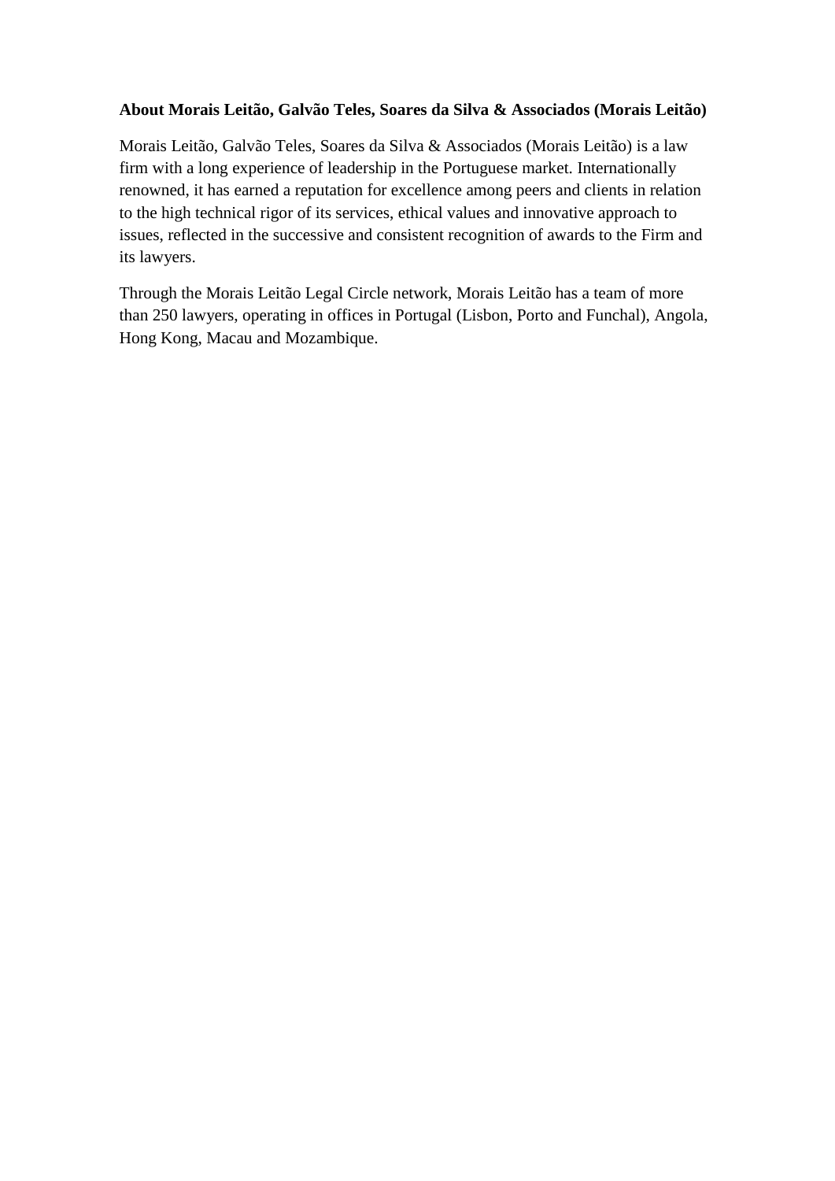**About Morais Leitão, Galvão Teles, Soares da Silva & Associados (Morais Leitão)**

Morais Leitão, Galvão Teles, Soares da Silva & Associados (Morais Leitão) is a law firm with a long experience of leadership in the Portuguese market. Internationally renowned, it has earned a reputation for excellence among peers and clients in relation to the high technical rigor of its services, ethical values and innovative approach to issues, reflected in the successive and consistent recognition of awards to the Firm and its lawyers.

Through the Morais Leitão Legal Circle network, Morais Leitão has a team of more than 250 lawyers, operating in offices in Portugal (Lisbon, Porto and Funchal), Angola, Hong Kong, Macau and Mozambique.